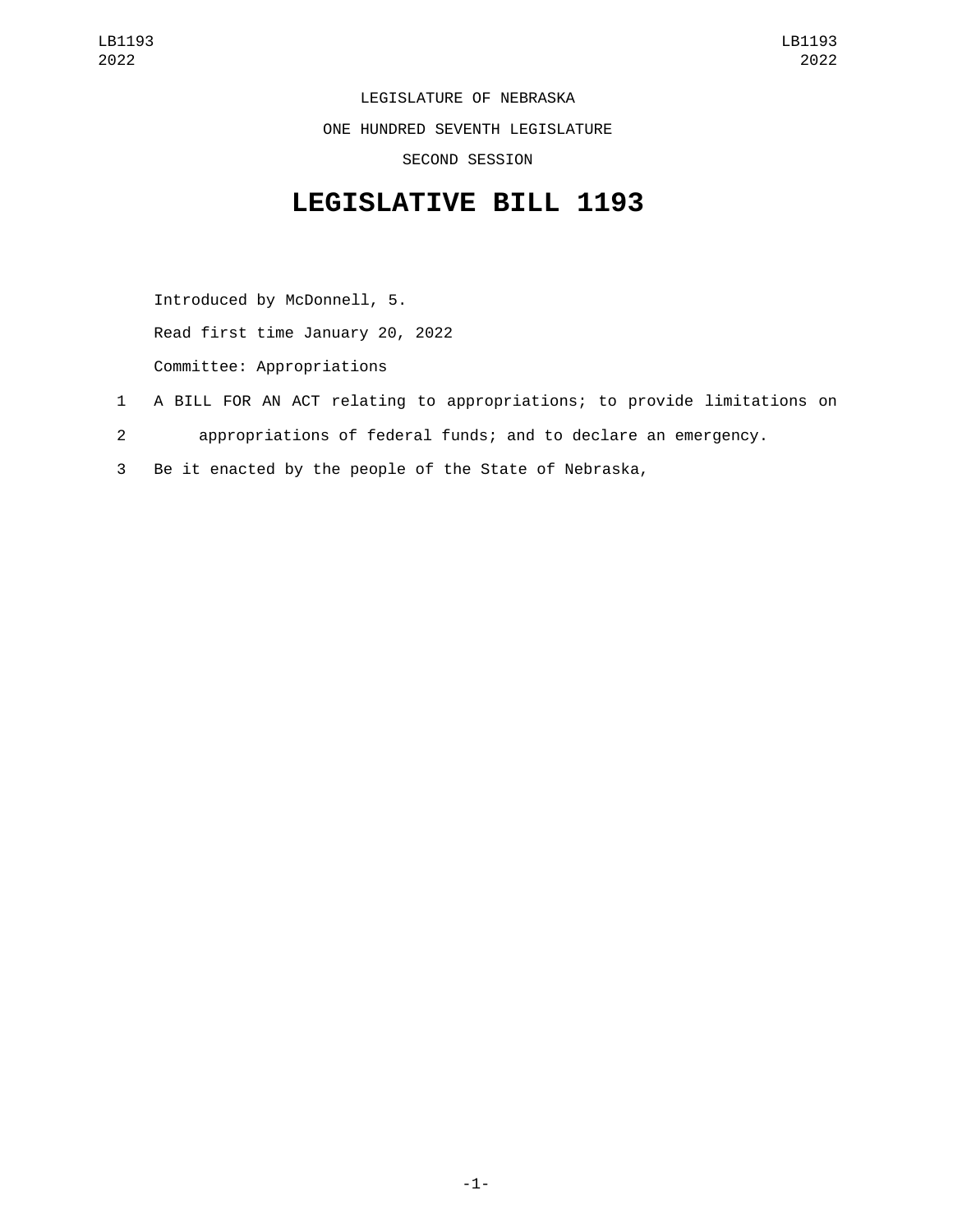LEGISLATURE OF NEBRASKA

ONE HUNDRED SEVENTH LEGISLATURE

SECOND SESSION

# LEGISLATIVE BILL 1193

Introduced by McDonnell, 5.

Read first time January 20, 2022

Committee: Appropriations

1 A BILL FOR AN ACT relating to appropriations; to provide limitations on
2 appropriations of federal funds; and to declare an emergency.
3 Be it enacted by the people of the State of Nebraska,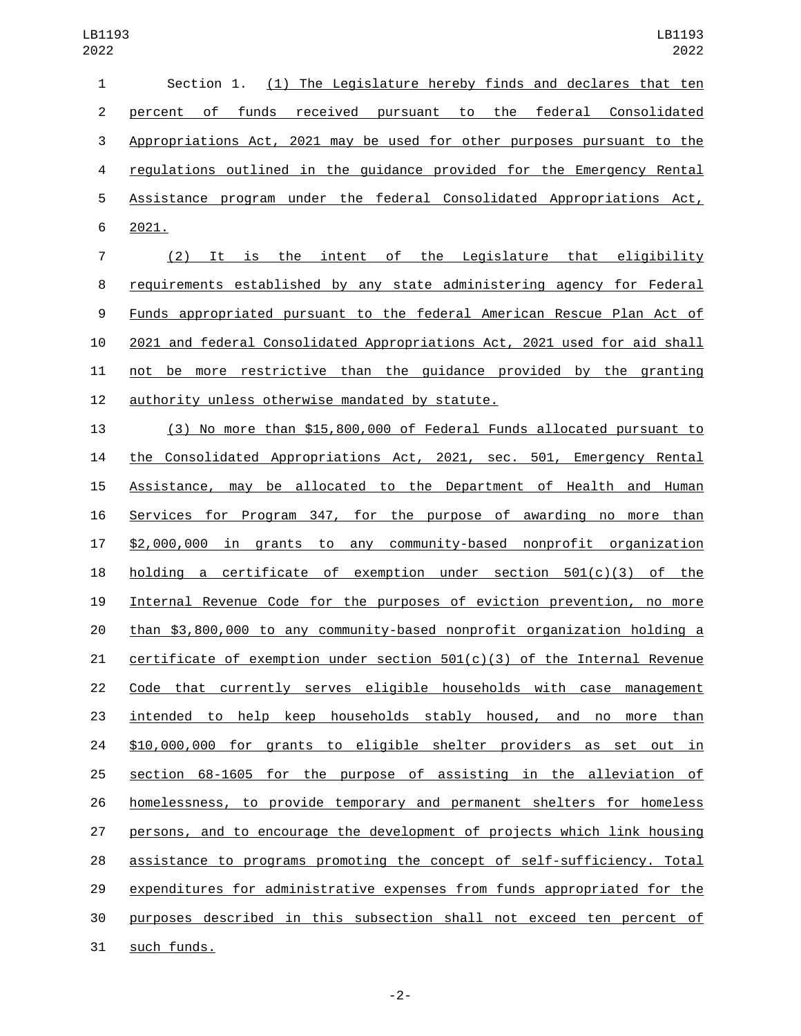Section 1. (1) The Legislature hereby finds and declares that ten percent of funds received pursuant to the federal Consolidated Appropriations Act, 2021 may be used for other purposes pursuant to the regulations outlined in the guidance provided for the Emergency Rental Assistance program under the federal Consolidated Appropriations Act, 2021.

(2) It is the intent of the Legislature that eligibility requirements established by any state administering agency for Federal Funds appropriated pursuant to the federal American Rescue Plan Act of 2021 and federal Consolidated Appropriations Act, 2021 used for aid shall not be more restrictive than the guidance provided by the granting authority unless otherwise mandated by statute.

(3) No more than $15,800,000 of Federal Funds allocated pursuant to the Consolidated Appropriations Act, 2021, sec. 501, Emergency Rental Assistance, may be allocated to the Department of Health and Human Services for Program 347, for the purpose of awarding no more than $2,000,000 in grants to any community-based nonprofit organization holding a certificate of exemption under section 501(c)(3) of the Internal Revenue Code for the purposes of eviction prevention, no more than $3,800,000 to any community-based nonprofit organization holding a certificate of exemption under section 501(c)(3) of the Internal Revenue Code that currently serves eligible households with case management intended to help keep households stably housed, and no more than $10,000,000 for grants to eligible shelter providers as set out in section 68-1605 for the purpose of assisting in the alleviation of homelessness, to provide temporary and permanent shelters for homeless persons, and to encourage the development of projects which link housing assistance to programs promoting the concept of self-sufficiency. Total expenditures for administrative expenses from funds appropriated for the purposes described in this subsection shall not exceed ten percent of such funds.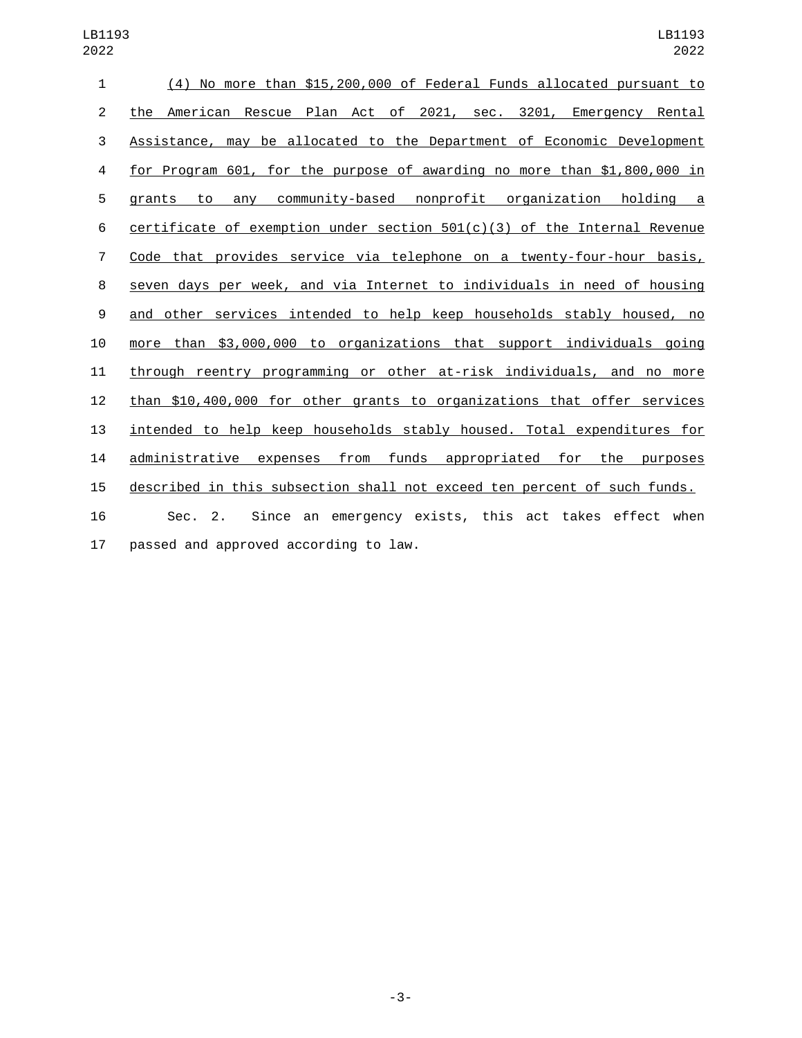(4) No more than $15,200,000 of Federal Funds allocated pursuant to the American Rescue Plan Act of 2021, sec. 3201, Emergency Rental Assistance, may be allocated to the Department of Economic Development for Program 601, for the purpose of awarding no more than $1,800,000 in grants to any community-based nonprofit organization holding a certificate of exemption under section 501(c)(3) of the Internal Revenue Code that provides service via telephone on a twenty-four-hour basis, seven days per week, and via Internet to individuals in need of housing and other services intended to help keep households stably housed, no more than $3,000,000 to organizations that support individuals going through reentry programming or other at-risk individuals, and no more than $10,400,000 for other grants to organizations that offer services intended to help keep households stably housed. Total expenditures for administrative expenses from funds appropriated for the purposes described in this subsection shall not exceed ten percent of such funds.

Sec. 2. Since an emergency exists, this act takes effect when passed and approved according to law.